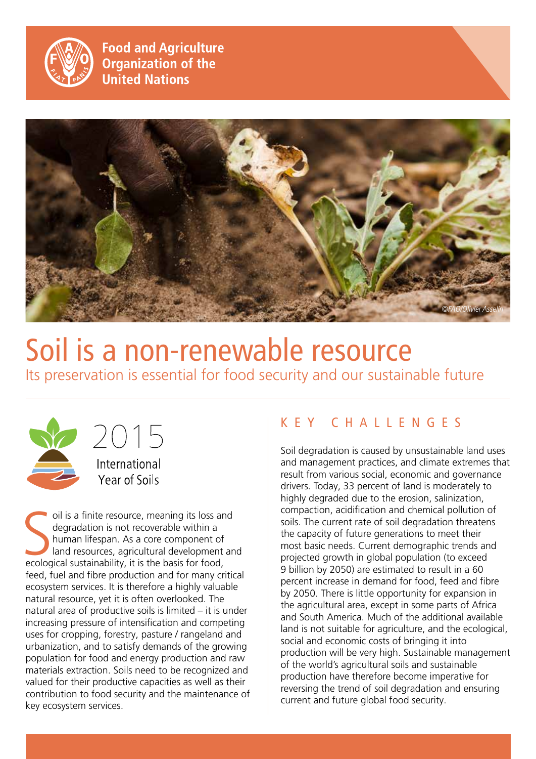Food and Agriculture Organization of the United Nations

©FAO/Olivier Asselin

# Soil is a non-renewable resource

## Its preservation is essential for food security and our sustainable future

2015 International Year of Soils

Soil is a finite resource, meaning its loss and degradation is not recoverable within a human lifespan. As a core component of land resources, agricultural development and ecological sustainability, it is the basis for food, feed, fuel and fibre production and for many critical ecosystem services. It is therefore a highly valuable natural resource, yet it is often overlooked. The natural area of productive soils is limited – it is under increasing pressure of intensification and competing uses for cropping, forestry, pasture / rangeland and urbanization, and to satisfy demands of the growing population for food and energy production and raw materials extraction. Soils need to be recognized and valued for their productive capacities as well as their contribution to food security and the maintenance of key ecosystem services.

## KEY CHALLENGES

Soil degradation is caused by unsustainable land uses and management practices, and climate extremes that result from various social, economic and governance drivers. Today, 33 percent of land is moderately to highly degraded due to the erosion, salinization, compaction, acidification and chemical pollution of soils. The current rate of soil degradation threatens the capacity of future generations to meet their most basic needs. Current demographic trends and projected growth in global population (to exceed 9 billion by 2050) are estimated to result in a 60 percent increase in demand for food, feed and fibre by 2050. There is little opportunity for expansion in the agricultural area, except in some parts of Africa and South America. Much of the additional available land is not suitable for agriculture, and the ecological, social and economic costs of bringing it into production will be very high. Sustainable management of the world's agricultural soils and sustainable production have therefore become imperative for reversing the trend of soil degradation and ensuring current and future global food security.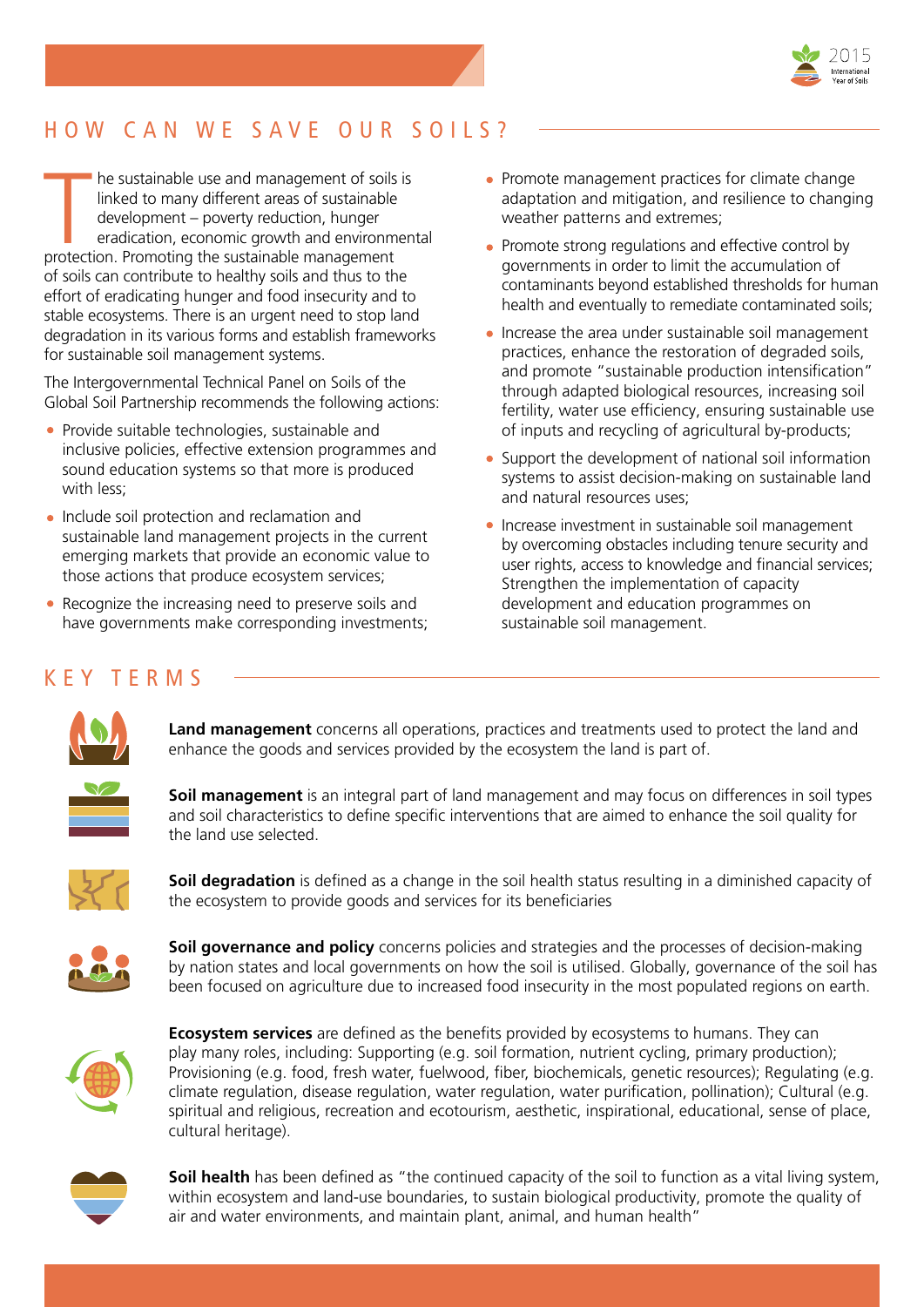## HOW CAN WE SAVE OUR SOILS?

The sustainable use and management of soils is linked to many different areas of sustainable development – poverty reduction, hunger eradication, economic growth and environmental protection. Promoting the sustainable management of soils can contribute to healthy soils and thus to the effort of eradicating hunger and food insecurity and to stable ecosystems. There is an urgent need to stop land degradation in its various forms and establish frameworks for sustainable soil management systems.

The Intergovernmental Technical Panel on Soils of the Global Soil Partnership recommends the following actions:

- Provide suitable technologies, sustainable and inclusive policies, effective extension programmes and sound education systems so that more is produced with less;
- Include soil protection and reclamation and sustainable land management projects in the current emerging markets that provide an economic value to those actions that produce ecosystem services;
- Recognize the increasing need to preserve soils and have governments make corresponding investments;
- Promote management practices for climate change adaptation and mitigation, and resilience to changing weather patterns and extremes;
- Promote strong regulations and effective control by governments in order to limit the accumulation of contaminants beyond established thresholds for human health and eventually to remediate contaminated soils;
- Increase the area under sustainable soil management practices, enhance the restoration of degraded soils, and promote "sustainable production intensification" through adapted biological resources, increasing soil fertility, water use efficiency, ensuring sustainable use of inputs and recycling of agricultural by-products;
- Support the development of national soil information systems to assist decision-making on sustainable land and natural resources uses;
- Increase investment in sustainable soil management by overcoming obstacles including tenure security and user rights, access to knowledge and financial services; Strengthen the implementation of capacity development and education programmes on sustainable soil management.

## KEY TERMS

**Land management** concerns all operations, practices and treatments used to protect the land and enhance the goods and services provided by the ecosystem the land is part of.

**Soil management** is an integral part of land management and may focus on differences in soil types and soil characteristics to define specific interventions that are aimed to enhance the soil quality for the land use selected.

**Soil degradation** is defined as a change in the soil health status resulting in a diminished capacity of the ecosystem to provide goods and services for its beneficiaries

**Soil governance and policy** concerns policies and strategies and the processes of decision-making by nation states and local governments on how the soil is utilised. Globally, governance of the soil has been focused on agriculture due to increased food insecurity in the most populated regions on earth.

**Ecosystem services** are defined as the benefits provided by ecosystems to humans. They can play many roles, including: Supporting (e.g. soil formation, nutrient cycling, primary production); Provisioning (e.g. food, fresh water, fuelwood, fiber, biochemicals, genetic resources); Regulating (e.g. climate regulation, disease regulation, water regulation, water purification, pollination); Cultural (e.g. spiritual and religious, recreation and ecotourism, aesthetic, inspirational, educational, sense of place, cultural heritage).

**Soil health** has been defined as "the continued capacity of the soil to function as a vital living system, within ecosystem and land-use boundaries, to sustain biological productivity, promote the quality of air and water environments, and maintain plant, animal, and human health"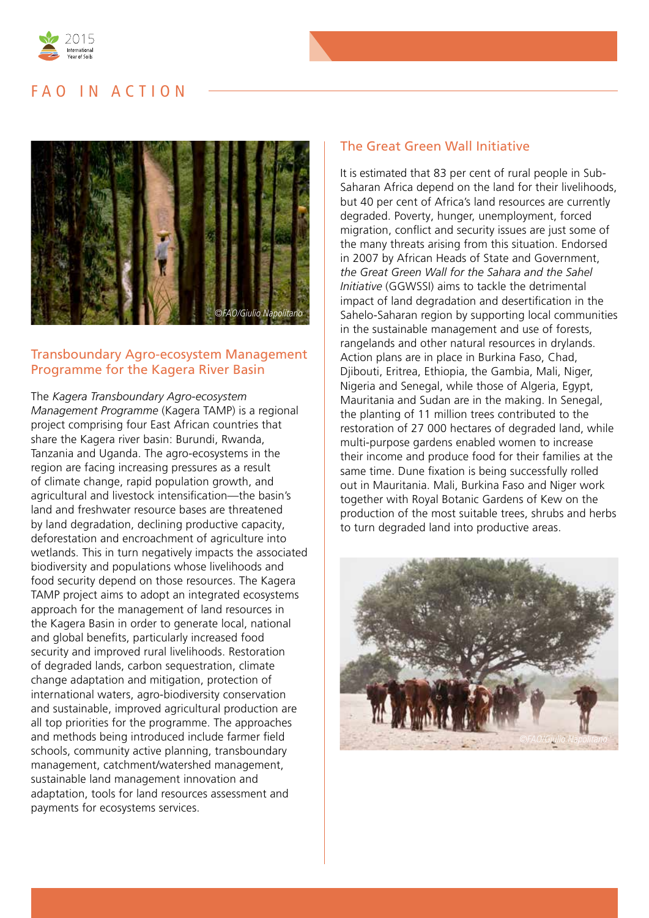# FAO IN ACTION

## Transboundary Agro-ecosystem Management Programme for the Kagera River Basin

The *Kagera Transboundary Agro-ecosystem Management Programme* (Kagera TAMP) is a regional project comprising four East African countries that share the Kagera river basin: Burundi, Rwanda, Tanzania and Uganda. The agro-ecosystems in the region are facing increasing pressures as a result of climate change, rapid population growth, and agricultural and livestock intensification—the basin's land and freshwater resource bases are threatened by land degradation, declining productive capacity, deforestation and encroachment of agriculture into wetlands. This in turn negatively impacts the associated biodiversity and populations whose livelihoods and food security depend on those resources. The Kagera TAMP project aims to adopt an integrated ecosystems approach for the management of land resources in the Kagera Basin in order to generate local, national and global benefits, particularly increased food security and improved rural livelihoods. Restoration of degraded lands, carbon sequestration, climate change adaptation and mitigation, protection of international waters, agro-biodiversity conservation and sustainable, improved agricultural production are all top priorities for the programme. The approaches and methods being introduced include farmer field schools, community active planning, transboundary management, catchment/watershed management, sustainable land management innovation and adaptation, tools for land resources assessment and payments for ecosystems services.

## The Great Green Wall Initiative

It is estimated that 83 per cent of rural people in Sub-Saharan Africa depend on the land for their livelihoods, but 40 per cent of Africa's land resources are currently degraded. Poverty, hunger, unemployment, forced migration, conflict and security issues are just some of the many threats arising from this situation. Endorsed in 2007 by African Heads of State and Government, *the Great Green Wall for the Sahara and the Sahel Initiative* (GGWSSI) aims to tackle the detrimental impact of land degradation and desertification in the Sahelo-Saharan region by supporting local communities in the sustainable management and use of forests, rangelands and other natural resources in drylands. Action plans are in place in Burkina Faso, Chad, Djibouti, Eritrea, Ethiopia, the Gambia, Mali, Niger, Nigeria and Senegal, while those of Algeria, Egypt, Mauritania and Sudan are in the making. In Senegal, the planting of 11 million trees contributed to the restoration of 27 000 hectares of degraded land, while multi-purpose gardens enabled women to increase their income and produce food for their families at the same time. Dune fixation is being successfully rolled out in Mauritania. Mali, Burkina Faso and Niger work together with Royal Botanic Gardens of Kew on the production of the most suitable trees, shrubs and herbs to turn degraded land into productive areas.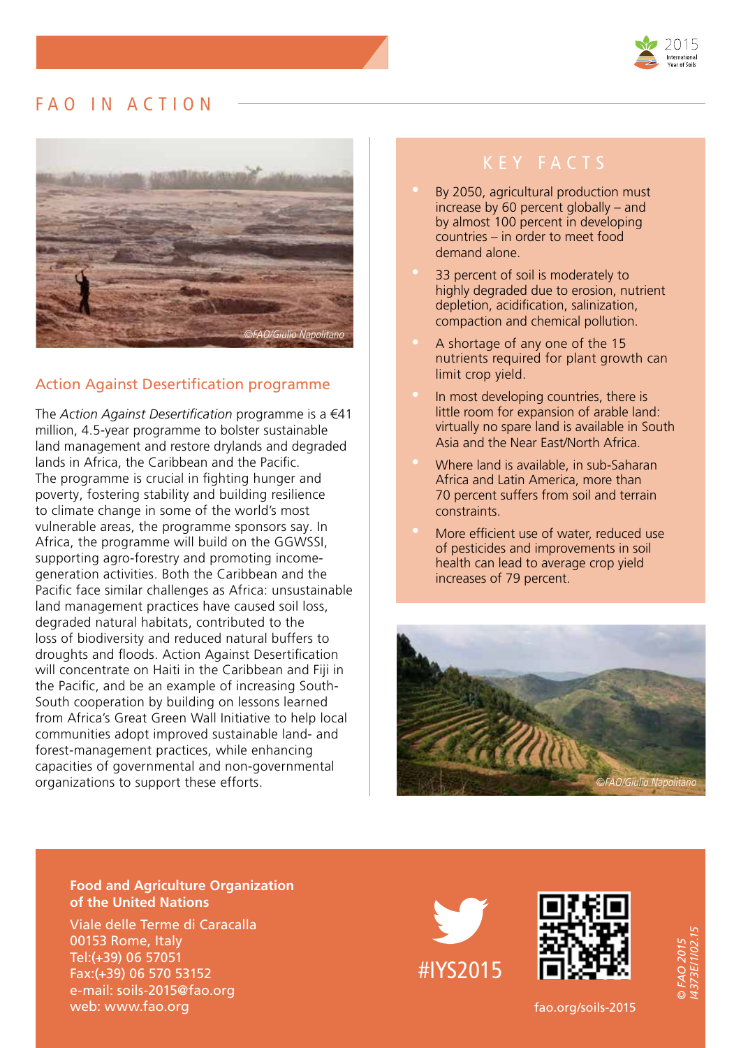## FAO IN ACTION

©FAO/Giulio Napolitano

### Action Against Desertification programme

The *Action Against Desertification* programme is a €41 million, 4.5-year programme to bolster sustainable land management and restore drylands and degraded lands in Africa, the Caribbean and the Pacific. The programme is crucial in fighting hunger and poverty, fostering stability and building resilience to climate change in some of the world's most vulnerable areas, the programme sponsors say. In Africa, the programme will build on the GGWSSI, supporting agro-forestry and promoting income-generation activities. Both the Caribbean and the Pacific face similar challenges as Africa: unsustainable land management practices have caused soil loss, degraded natural habitats, contributed to the loss of biodiversity and reduced natural buffers to droughts and floods. Action Against Desertification will concentrate on Haiti in the Caribbean and Fiji in the Pacific, and be an example of increasing South-South cooperation by building on lessons learned from Africa's Great Green Wall Initiative to help local communities adopt improved sustainable land- and forest-management practices, while enhancing capacities of governmental and non-governmental organizations to support these efforts.

## KEY FACTS

- By 2050, agricultural production must increase by 60 percent globally – and by almost 100 percent in developing countries – in order to meet food demand alone.
- 33 percent of soil is moderately to highly degraded due to erosion, nutrient depletion, acidification, salinization, compaction and chemical pollution.
- A shortage of any one of the 15 nutrients required for plant growth can limit crop yield.
- In most developing countries, there is little room for expansion of arable land: virtually no spare land is available in South Asia and the Near East/North Africa.
- Where land is available, in sub-Saharan Africa and Latin America, more than 70 percent suffers from soil and terrain constraints.
- More efficient use of water, reduced use of pesticides and improvements in soil health can lead to average crop yield increases of 79 percent.

©FAO/Giulio Napolitano

**Food and Agriculture Organization of the United Nations**

Viale delle Terme di Caracalla
00153 Rome, Italy
Tel:(+39) 06 57051
Fax:(+39) 06 570 53152
e-mail: soils-2015@fao.org
web: www.fao.org

#IYS2015

fao.org/soils-2015

© FAO 2015
I4373E/1/02.15